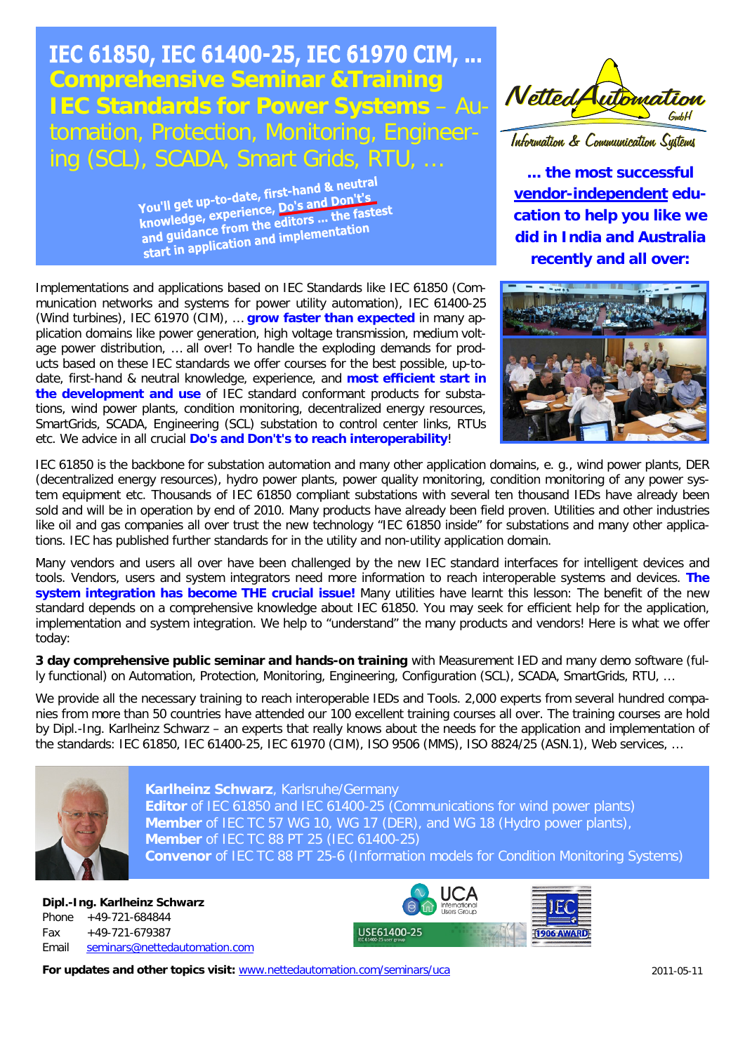# IEC 61850, IEC 61400-25, IEC 61970 CIM, ...

## Comprehensive Seminar &Training

## IEC Standards for Power Systems – Automation, Protection, Monitoring, Engineering (SCL), SCADA, Smart Grids, RTU, …

You'll get up-to-date, first-hand & neutral knowledge, experience, Do's and Don't's and guidance from the editors ... the fastest start in application and implementation

NettedAutomation GmbH
Information & Communication Systems

**... the most successful vendor-independent education to help you like we did in India and Australia recently and all over:**

Implementations and applications based on IEC Standards like IEC 61850 (Communication networks and systems for power utility automation), IEC 61400-25 (Wind turbines), IEC 61970 (CIM), … **grow faster than expected** in many application domains like power generation, high voltage transmission, medium voltage power distribution, … all over! To handle the exploding demands for products based on these IEC standards we offer courses for the best possible, up-to-date, first-hand & neutral knowledge, experience, and **most efficient start in the development and use** of IEC standard conformant products for substations, wind power plants, condition monitoring, decentralized energy resources, SmartGrids, SCADA, Engineering (SCL) substation to control center links, RTUs etc. We advice in all crucial **Do's and Don't's to reach interoperability**!

IEC 61850 is the backbone for substation automation and many other application domains, e. g., wind power plants, DER (decentralized energy resources), hydro power plants, power quality monitoring, condition monitoring of any power system equipment etc. Thousands of IEC 61850 compliant substations with several ten thousand IEDs have already been sold and will be in operation by end of 2010. Many products have already been field proven. Utilities and other industries like oil and gas companies all over trust the new technology "IEC 61850 inside" for substations and many other applications. IEC has published further standards for in the utility and non-utility application domain.

Many vendors and users all over have been challenged by the new IEC standard interfaces for intelligent devices and tools. Vendors, users and system integrators need more information to reach interoperable systems and devices. **The system integration has become THE crucial issue!** Many utilities have learnt this lesson: The benefit of the new standard depends on a comprehensive knowledge about IEC 61850. You may seek for efficient help for the application, implementation and system integration. We help to "understand" the many products and vendors! Here is what we offer today:

**3 day comprehensive public seminar and hands-on training** with Measurement IED and many demo software (fully functional) on Automation, Protection, Monitoring, Engineering, Configuration (SCL), SCADA, SmartGrids, RTU, …

We provide all the necessary training to reach interoperable IEDs and Tools. 2,000 experts from several hundred companies from more than 50 countries have attended our 100 excellent training courses all over. The training courses are hold by Dipl.-Ing. Karlheinz Schwarz – an experts that really knows about the needs for the application and implementation of the standards: IEC 61850, IEC 61400-25, IEC 61970 (CIM), ISO 9506 (MMS), ISO 8824/25 (ASN.1), Web services, …

**Karlheinz Schwarz**, Karlsruhe/Germany
**Editor** of IEC 61850 and IEC 61400-25 (Communications for wind power plants)
**Member** of IEC TC 57 WG 10, WG 17 (DER), and WG 18 (Hydro power plants),
**Member** of IEC TC 88 PT 25 (IEC 61400-25)
**Convenor** of IEC TC 88 PT 25-6 (Information models for Condition Monitoring Systems)

**Dipl.-Ing. Karlheinz Schwarz**
Phone +49-721-684844
Fax +49-721-679387
Email seminars@nettedautomation.com

UCA International Users Group — USE61400-25 IEC 61400-25 user group — IEC 1906 AWARD

**For updates and other topics visit:** www.nettedautomation.com/seminars/uca

2011-05-11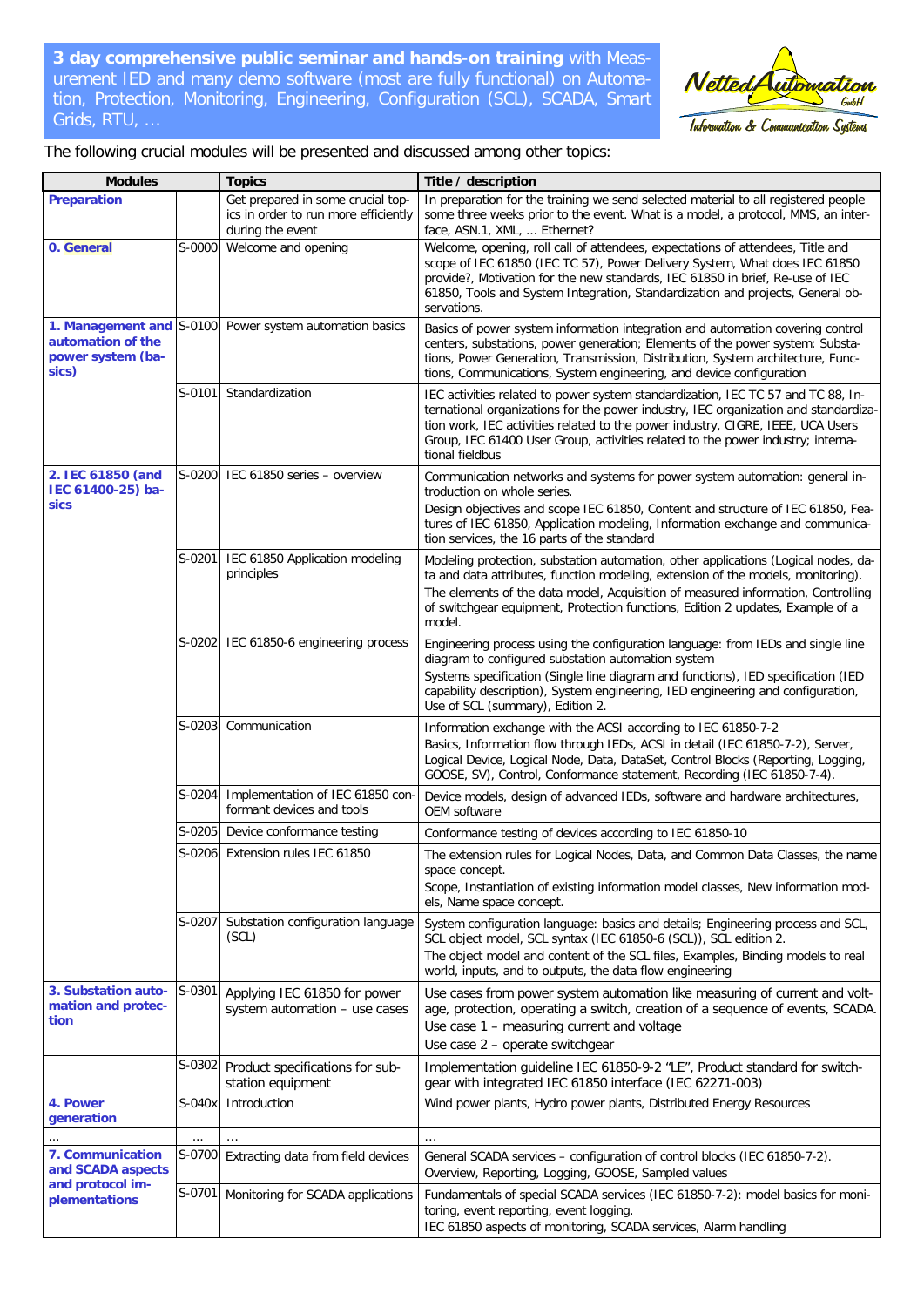**3 day comprehensive public seminar and hands-on training** with Measurement IED and many demo software (most are fully functional) on Automation, Protection, Monitoring, Engineering, Configuration (SCL), SCADA, Smart Grids, RTU, …

The following crucial modules will be presented and discussed among other topics:

| Modules | | Topics | Title / description |
|---|---|---|---|
| **Preparation** | | Get prepared in some crucial topics in order to run more efficiently during the event | In preparation for the training we send selected material to all registered people some three weeks prior to the event. What is a model, a protocol, MMS, an interface, ASN.1, XML, … Ethernet? |
| **0. General** | S-0000 | Welcome and opening | Welcome, opening, roll call of attendees, expectations of attendees, Title and scope of IEC 61850 (IEC TC 57), Power Delivery System, What does IEC 61850 provide?, Motivation for the new standards, IEC 61850 in brief, Re-use of IEC 61850, Tools and System Integration, Standardization and projects, General observations. |
| **1. Management and automation of the power system (basics)** | S-0100 | Power system automation basics | Basics of power system information integration and automation covering control centers, substations, power generation; Elements of the power system: Substations, Power Generation, Transmission, Distribution, System architecture, Functions, Communications, System engineering, and device configuration |
| | S-0101 | Standardization | IEC activities related to power system standardization, IEC TC 57 and TC 88, International organizations for the power industry, IEC organization and standardization work, IEC activities related to the power industry, CIGRE, IEEE, UCA Users Group, IEC 61400 User Group, activities related to the power industry; international fieldbus |
| **2. IEC 61850 (and IEC 61400-25) basics** | S-0200 | IEC 61850 series – overview | Communication networks and systems for power system automation: general introduction on whole series.<br>Design objectives and scope IEC 61850, Content and structure of IEC 61850, Features of IEC 61850, Application modeling, Information exchange and communication services, the 16 parts of the standard |
| | S-0201 | IEC 61850 Application modeling principles | Modeling protection, substation automation, other applications (Logical nodes, data and data attributes, function modeling, extension of the models, monitoring).<br>The elements of the data model, Acquisition of measured information, Controlling of switchgear equipment, Protection functions, Edition 2 updates, Example of a model. |
| | S-0202 | IEC 61850-6 engineering process | Engineering process using the configuration language: from IEDs and single line diagram to configured substation automation system<br>Systems specification (Single line diagram and functions), IED specification (IED capability description), System engineering, IED engineering and configuration, Use of SCL (summary), Edition 2. |
| | S-0203 | Communication | Information exchange with the ACSI according to IEC 61850-7-2<br>Basics, Information flow through IEDs, ACSI in detail (IEC 61850-7-2), Server, Logical Device, Logical Node, Data, DataSet, Control Blocks (Reporting, Logging, GOOSE, SV), Control, Conformance statement, Recording (IEC 61850-7-4). |
| | S-0204 | Implementation of IEC 61850 conformant devices and tools | Device models, design of advanced IEDs, software and hardware architectures, OEM software |
| | S-0205 | Device conformance testing | Conformance testing of devices according to IEC 61850-10 |
| | S-0206 | Extension rules IEC 61850 | The extension rules for Logical Nodes, Data, and Common Data Classes, the name space concept.<br>Scope, Instantiation of existing information model classes, New information models, Name space concept. |
| | S-0207 | Substation configuration language (SCL) | System configuration language: basics and details; Engineering process and SCL, SCL object model, SCL syntax (IEC 61850-6 (SCL)), SCL edition 2.<br>The object model and content of the SCL files, Examples, Binding models to real world, inputs, and to outputs, the data flow engineering |
| **3. Substation automation and protection** | S-0301 | Applying IEC 61850 for power system automation – use cases | Use cases from power system automation like measuring of current and voltage, protection, operating a switch, creation of a sequence of events, SCADA.<br>Use case 1 – measuring current and voltage<br>Use case 2 – operate switchgear |
| | S-0302 | Product specifications for substation equipment | Implementation guideline IEC 61850-9-2 "LE", Product standard for switchgear with integrated IEC 61850 interface (IEC 62271-003) |
| **4. Power generation** | S-040x | Introduction | Wind power plants, Hydro power plants, Distributed Energy Resources |
| … | … | … | … |
| **7. Communication and SCADA aspects and protocol implementations** | S-0700 | Extracting data from field devices | General SCADA services – configuration of control blocks (IEC 61850-7-2).<br>Overview, Reporting, Logging, GOOSE, Sampled values |
| | S-0701 | Monitoring for SCADA applications | Fundamentals of special SCADA services (IEC 61850-7-2): model basics for monitoring, event reporting, event logging.<br>IEC 61850 aspects of monitoring, SCADA services, Alarm handling |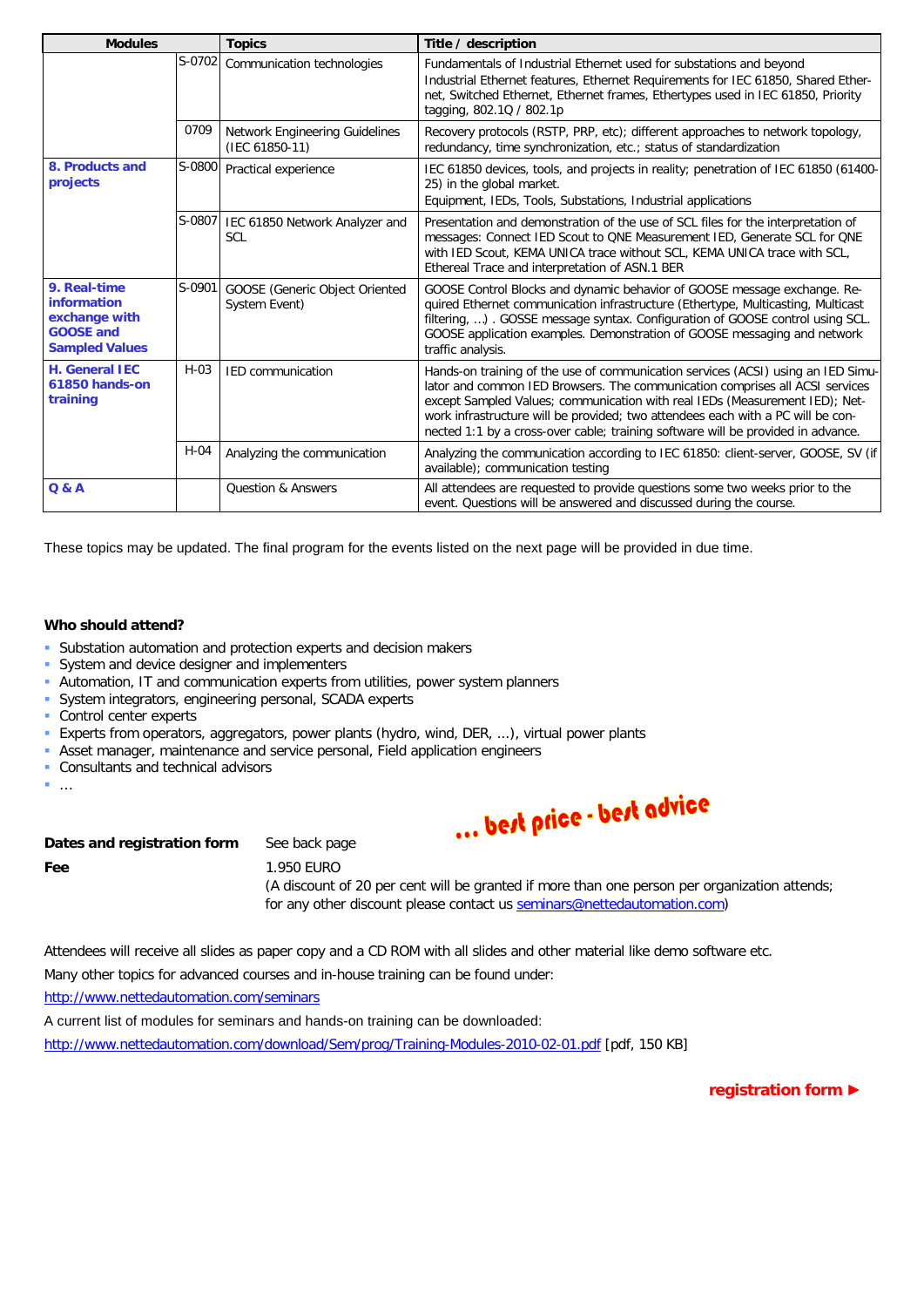| Modules | | Topics | Title / description |
|---|---|---|---|
| | S-0702 | Communication technologies | Fundamentals of Industrial Ethernet used for substations and beyond Industrial Ethernet features, Ethernet Requirements for IEC 61850, Shared Ethernet, Switched Ethernet, Ethernet frames, Ethertypes used in IEC 61850, Priority tagging, 802.1Q / 802.1p |
| | 0709 | Network Engineering Guidelines (IEC 61850-11) | Recovery protocols (RSTP, PRP, etc); different approaches to network topology, redundancy, time synchronization, etc.; status of standardization |
| **8. Products and projects** | S-0800 | Practical experience | IEC 61850 devices, tools, and projects in reality; penetration of IEC 61850 (61400-25) in the global market. Equipment, IEDs, Tools, Substations, Industrial applications |
| | S-0807 | IEC 61850 Network Analyzer and SCL | Presentation and demonstration of the use of SCL files for the interpretation of messages: Connect IED Scout to QNE Measurement IED, Generate SCL for QNE with IED Scout, KEMA UNICA trace without SCL, KEMA UNICA trace with SCL, Ethereal Trace and interpretation of ASN.1 BER |
| **9. Real-time information exchange with GOOSE and Sampled Values** | S-0901 | GOOSE (Generic Object Oriented System Event) | GOOSE Control Blocks and dynamic behavior of GOOSE message exchange. Required Ethernet communication infrastructure (Ethertype, Multicasting, Multicast filtering, …) . GOOSE message syntax. Configuration of GOOSE control using SCL. GOOSE application examples. Demonstration of GOOSE messaging and network traffic analysis. |
| **H. General IEC 61850 hands-on training** | H-03 | IED communication | Hands-on training of the use of communication services (ACSI) using an IED Simulator and common IED Browsers. The communication comprises all ACSI services except Sampled Values; communication with real IEDs (Measurement IED); Network infrastructure will be provided; two attendees each with a PC will be connected 1:1 by a cross-over cable; training software will be provided in advance. |
| | H-04 | Analyzing the communication | Analyzing the communication according to IEC 61850: client-server, GOOSE, SV (if available); communication testing |
| **Q & A** | | Question & Answers | All attendees are requested to provide questions some two weeks prior to the event. Questions will be answered and discussed during the course. |

These topics may be updated. The final program for the events listed on the next page will be provided in due time.

**Who should attend?**

- Substation automation and protection experts and decision makers
- System and device designer and implementers
- Automation, IT and communication experts from utilities, power system planners
- System integrators, engineering personal, SCADA experts
- Control center experts
- Experts from operators, aggregators, power plants (hydro, wind, DER, …), virtual power plants
- Asset manager, maintenance and service personal, Field application engineers
- Consultants and technical advisors
- …

… best price - best advice

**Dates and registration form** See back page

**Fee** 1.950 EURO
(A discount of 20 per cent will be granted if more than one person per organization attends; for any other discount please contact us seminars@nettedautomation.com)

Attendees will receive all slides as paper copy and a CD ROM with all slides and other material like demo software etc.

Many other topics for advanced courses and in-house training can be found under:

http://www.nettedautomation.com/seminars

A current list of modules for seminars and hands-on training can be downloaded:

http://www.nettedautomation.com/download/Sem/prog/Training-Modules-2010-02-01.pdf [pdf, 150 KB]

**registration form ►**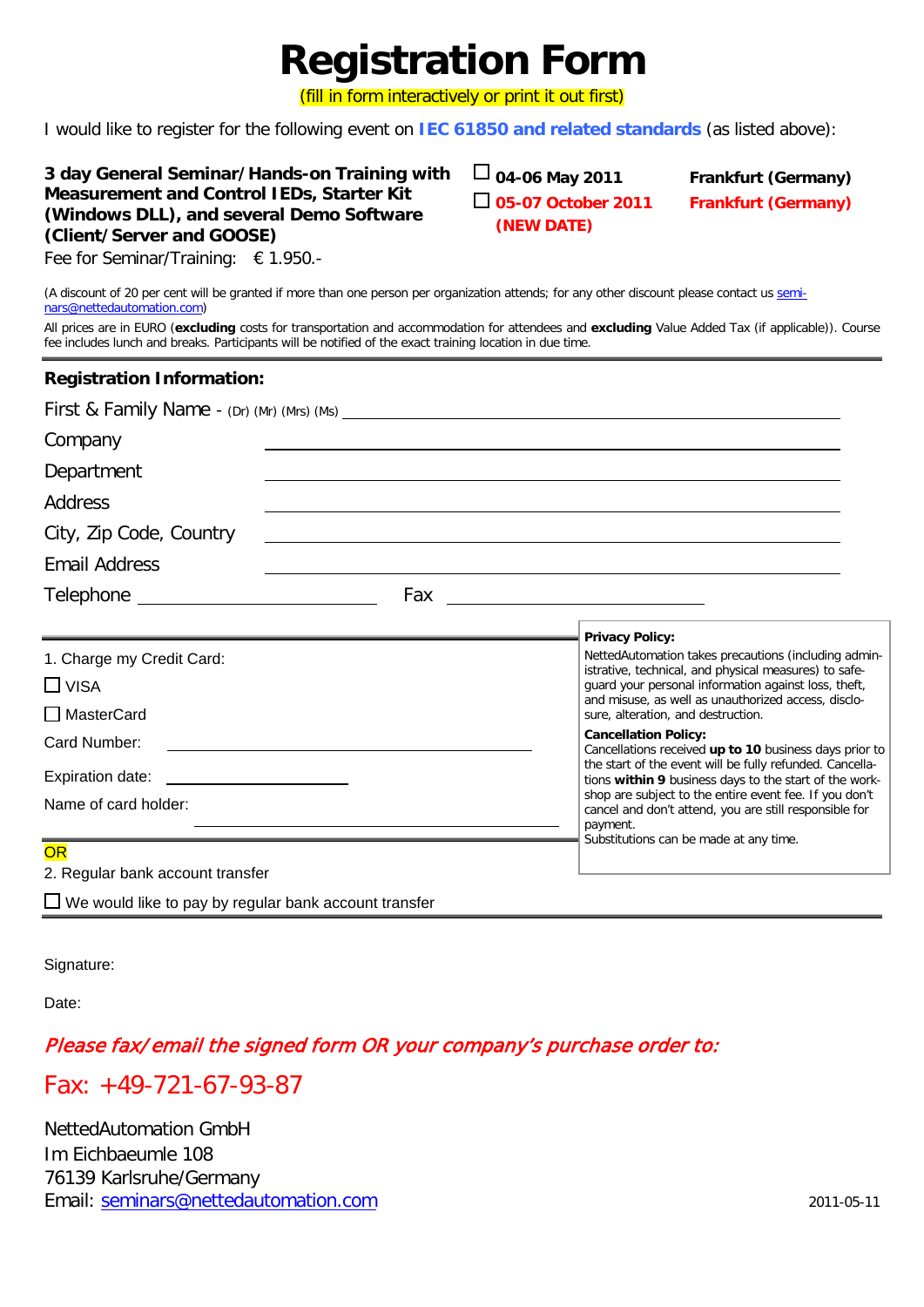# Registration Form

(fill in form interactively or print it out first)

I would like to register for the following event on **IEC 61850 and related standards** (as listed above):

**3 day General Seminar/Hands-on Training with Measurement and Control IEDs, Starter Kit (Windows DLL), and several Demo Software (Client/Server and GOOSE)**

Fee for Seminar/Training: € 1.950.-

☐ **04-06 May 2011** — **Frankfurt (Germany)**

☐ **05-07 October 2011 (NEW DATE)** — **Frankfurt (Germany)**

(A discount of 20 per cent will be granted if more than one person per organization attends; for any other discount please contact us seminars@nettedautomation.com)

All prices are in EURO (**excluding** costs for transportation and accommodation for attendees and **excluding** Value Added Tax (if applicable)). Course fee includes lunch and breaks. Participants will be notified of the exact training location in due time.

## Registration Information:

First & Family Name - (Dr) (Mr) (Mrs) (Ms) ______________________

Company ______________________

Department ______________________

Address ______________________

City, Zip Code, Country ______________________

Email Address ______________________

Telephone ______________________ Fax ______________________

1. Charge my Credit Card:

☐ VISA

☐ MasterCard

Card Number: ______________________

Expiration date: ______________________

Name of card holder: ______________________

OR

2. Regular bank account transfer

☐ We would like to pay by regular bank account transfer

**Privacy Policy:**
NettedAutomation takes precautions (including administrative, technical, and physical measures) to safeguard your personal information against loss, theft, and misuse, as well as unauthorized access, disclosure, alteration, and destruction.

**Cancellation Policy:**
Cancellations received **up to 10** business days prior to the start of the event will be fully refunded. Cancellations **within 9** business days to the start of the workshop are subject to the entire event fee. If you don't cancel and don't attend, you are still responsible for payment.
Substitutions can be made at any time.

Signature:

Date:

*Please fax/email the signed form OR your company's purchase order to:*

Fax: +49-721-67-93-87

NettedAutomation GmbH
Im Eichbaeumle 108
76139 Karlsruhe/Germany
Email: seminars@nettedautomation.com

2011-05-11